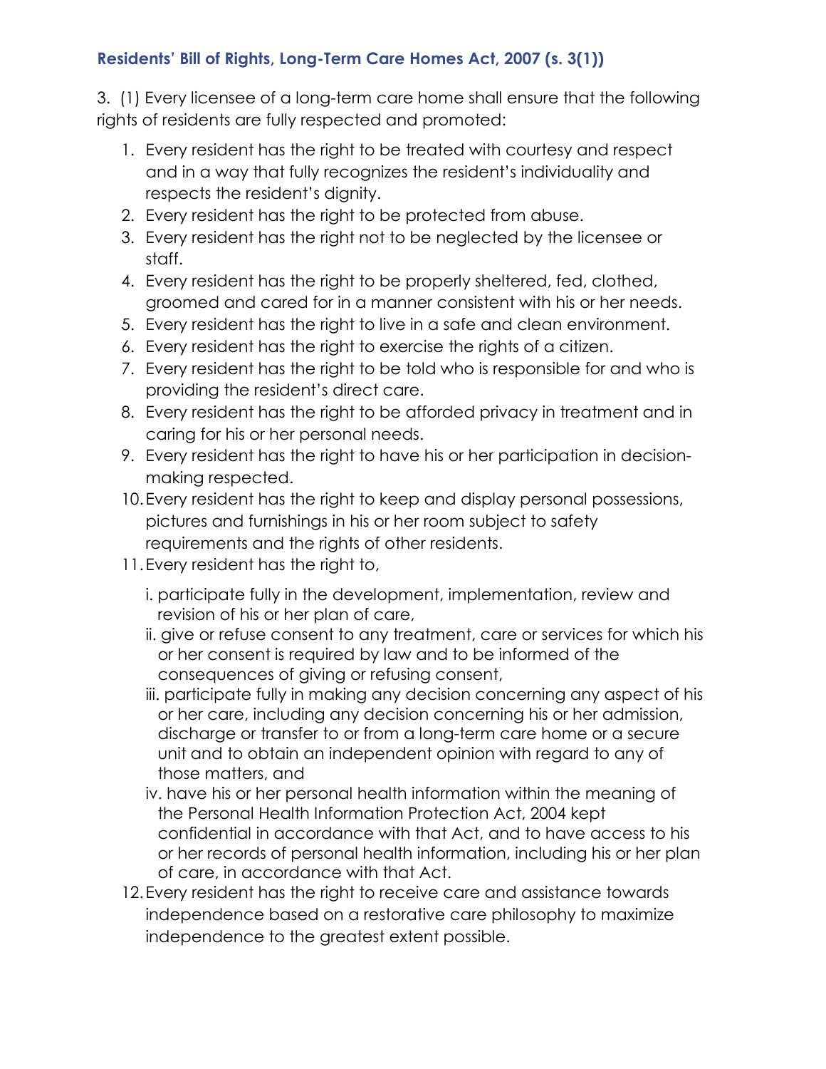## Residents' Bill of Rights, Long-Term Care Homes Act, 2007 (s. 3(1))

3. (1) Every licensee of a long-term care home shall ensure that the following rights of residents are fully respected and promoted:

1. Every resident has the right to be treated with courtesy and respect and in a way that fully recognizes the resident's individuality and respects the resident's dignity.
2. Every resident has the right to be protected from abuse.
3. Every resident has the right not to be neglected by the licensee or staff.
4. Every resident has the right to be properly sheltered, fed, clothed, groomed and cared for in a manner consistent with his or her needs.
5. Every resident has the right to live in a safe and clean environment.
6. Every resident has the right to exercise the rights of a citizen.
7. Every resident has the right to be told who is responsible for and who is providing the resident's direct care.
8. Every resident has the right to be afforded privacy in treatment and in caring for his or her personal needs.
9. Every resident has the right to have his or her participation in decision-making respected.
10. Every resident has the right to keep and display personal possessions, pictures and furnishings in his or her room subject to safety requirements and the rights of other residents.
11. Every resident has the right to,

    i. participate fully in the development, implementation, review and revision of his or her plan of care,

    ii. give or refuse consent to any treatment, care or services for which his or her consent is required by law and to be informed of the consequences of giving or refusing consent,

    iii. participate fully in making any decision concerning any aspect of his or her care, including any decision concerning his or her admission, discharge or transfer to or from a long-term care home or a secure unit and to obtain an independent opinion with regard to any of those matters, and

    iv. have his or her personal health information within the meaning of the Personal Health Information Protection Act, 2004 kept confidential in accordance with that Act, and to have access to his or her records of personal health information, including his or her plan of care, in accordance with that Act.

12. Every resident has the right to receive care and assistance towards independence based on a restorative care philosophy to maximize independence to the greatest extent possible.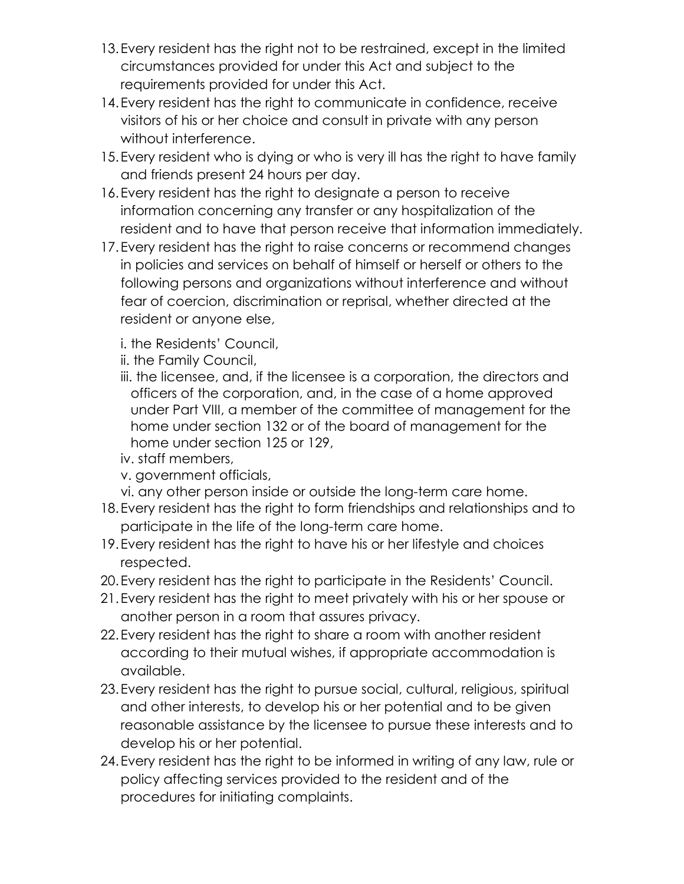13. Every resident has the right not to be restrained, except in the limited circumstances provided for under this Act and subject to the requirements provided for under this Act.
14. Every resident has the right to communicate in confidence, receive visitors of his or her choice and consult in private with any person without interference.
15. Every resident who is dying or who is very ill has the right to have family and friends present 24 hours per day.
16. Every resident has the right to designate a person to receive information concerning any transfer or any hospitalization of the resident and to have that person receive that information immediately.
17. Every resident has the right to raise concerns or recommend changes in policies and services on behalf of himself or herself or others to the following persons and organizations without interference and without fear of coercion, discrimination or reprisal, whether directed at the resident or anyone else,

    i. the Residents' Council,
    ii. the Family Council,
    iii. the licensee, and, if the licensee is a corporation, the directors and officers of the corporation, and, in the case of a home approved under Part VIII, a member of the committee of management for the home under section 132 or of the board of management for the home under section 125 or 129,
    iv. staff members,
    v. government officials,
    vi. any other person inside or outside the long-term care home.
18. Every resident has the right to form friendships and relationships and to participate in the life of the long-term care home.
19. Every resident has the right to have his or her lifestyle and choices respected.
20. Every resident has the right to participate in the Residents' Council.
21. Every resident has the right to meet privately with his or her spouse or another person in a room that assures privacy.
22. Every resident has the right to share a room with another resident according to their mutual wishes, if appropriate accommodation is available.
23. Every resident has the right to pursue social, cultural, religious, spiritual and other interests, to develop his or her potential and to be given reasonable assistance by the licensee to pursue these interests and to develop his or her potential.
24. Every resident has the right to be informed in writing of any law, rule or policy affecting services provided to the resident and of the procedures for initiating complaints.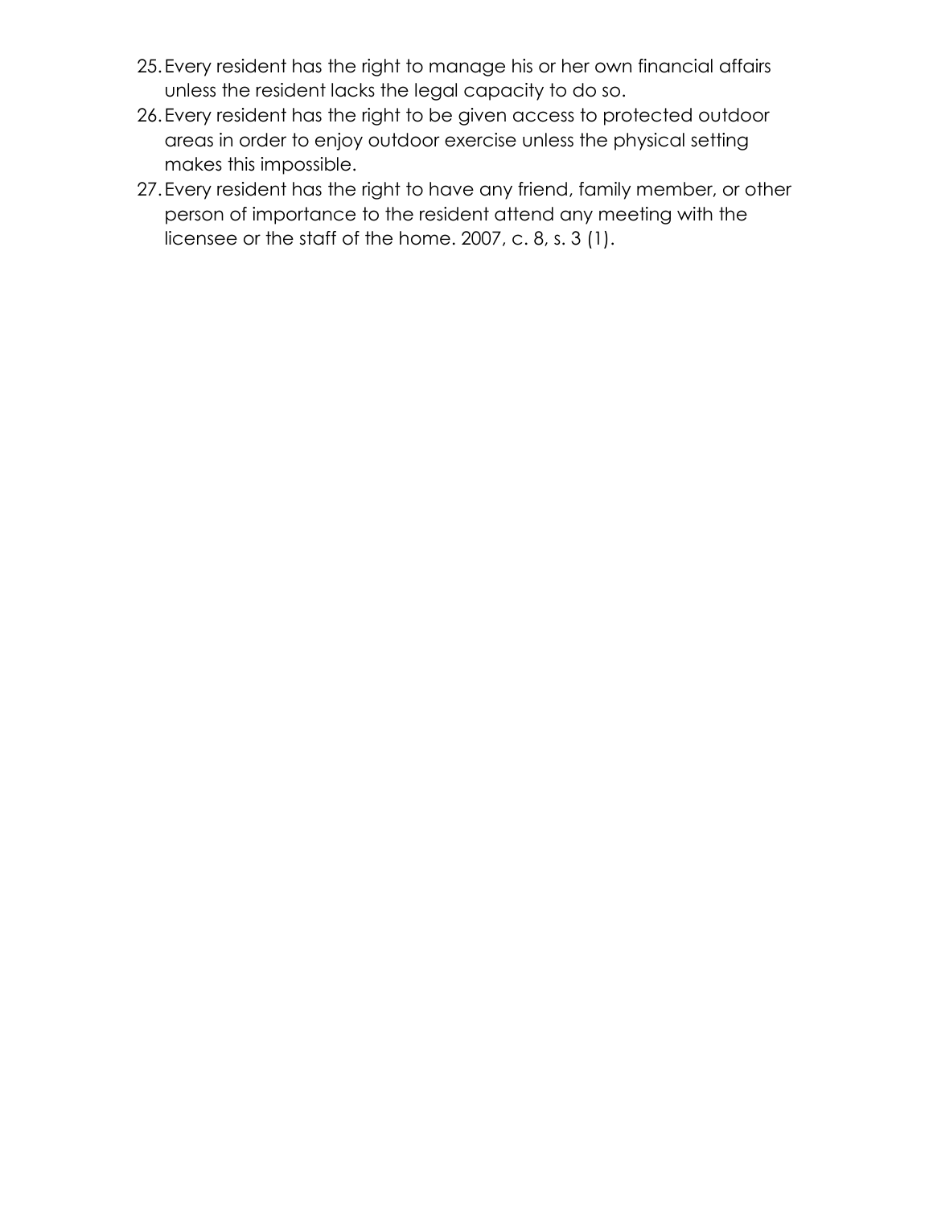25. Every resident has the right to manage his or her own financial affairs unless the resident lacks the legal capacity to do so.
26. Every resident has the right to be given access to protected outdoor areas in order to enjoy outdoor exercise unless the physical setting makes this impossible.
27. Every resident has the right to have any friend, family member, or other person of importance to the resident attend any meeting with the licensee or the staff of the home. 2007, c. 8, s. 3 (1).